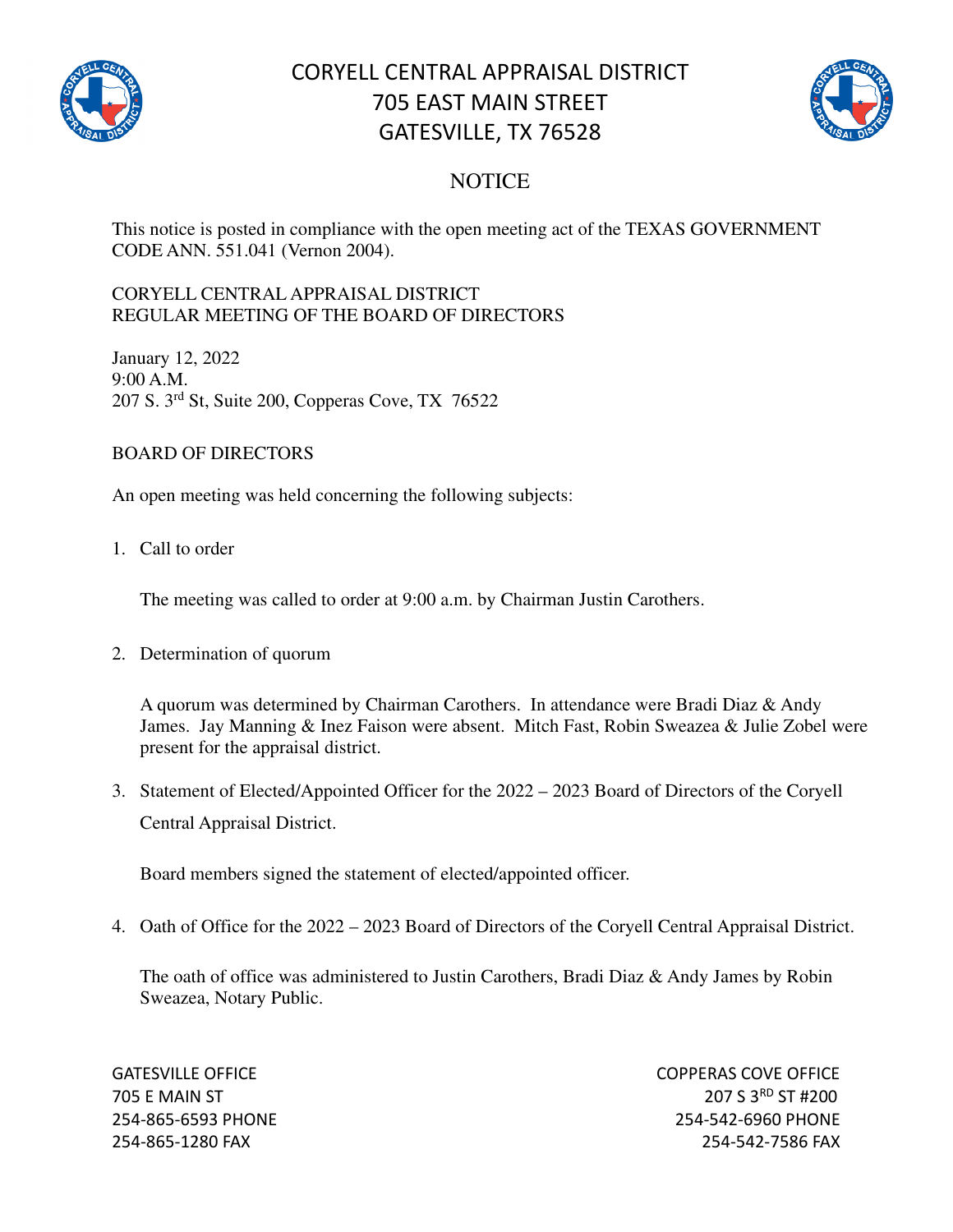# CORYELL CENTRAL APPRAISAL DISTRICT
# 705 EAST MAIN STREET
# GATESVILLE, TX 76528

## NOTICE

This notice is posted in compliance with the open meeting act of the TEXAS GOVERNMENT CODE ANN. 551.041 (Vernon 2004).

CORYELL CENTRAL APPRAISAL DISTRICT
REGULAR MEETING OF THE BOARD OF DIRECTORS

January 12, 2022
9:00 A.M.
207 S. 3rd St, Suite 200, Copperas Cove, TX 76522

BOARD OF DIRECTORS

An open meeting was held concerning the following subjects:

1. Call to order

   The meeting was called to order at 9:00 a.m. by Chairman Justin Carothers.

2. Determination of quorum

   A quorum was determined by Chairman Carothers. In attendance were Bradi Diaz & Andy James. Jay Manning & Inez Faison were absent. Mitch Fast, Robin Sweazea & Julie Zobel were present for the appraisal district.

3. Statement of Elected/Appointed Officer for the 2022 – 2023 Board of Directors of the Coryell Central Appraisal District.

   Board members signed the statement of elected/appointed officer.

4. Oath of Office for the 2022 – 2023 Board of Directors of the Coryell Central Appraisal District.

   The oath of office was administered to Justin Carothers, Bradi Diaz & Andy James by Robin Sweazea, Notary Public.

GATESVILLE OFFICE
705 E MAIN ST
254-865-6593 PHONE
254-865-1280 FAX

COPPERAS COVE OFFICE
207 S 3RD ST #200
254-542-6960 PHONE
254-542-7586 FAX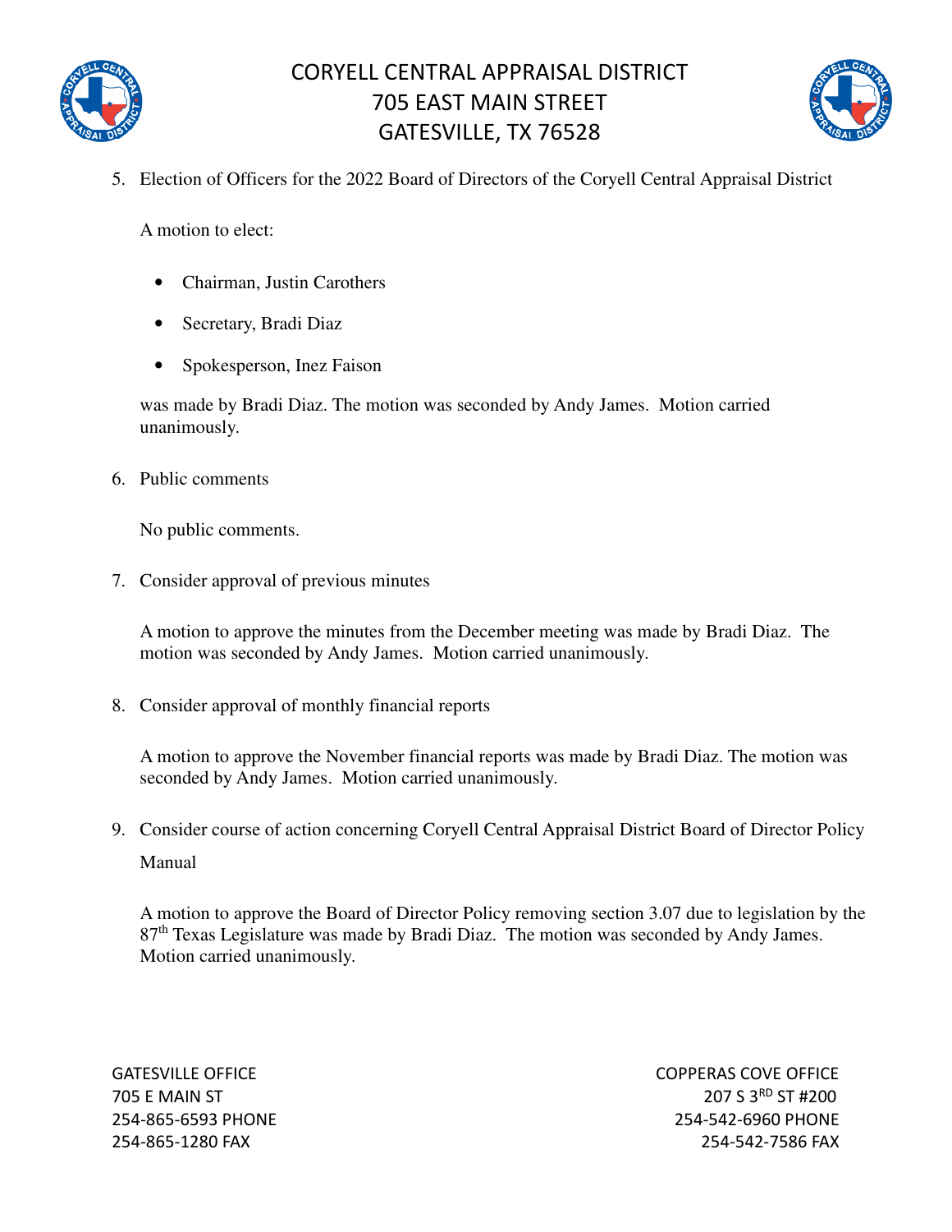5. Election of Officers for the 2022 Board of Directors of the Coryell Central Appraisal District

   A motion to elect:

   - Chairman, Justin Carothers
   - Secretary, Bradi Diaz
   - Spokesperson, Inez Faison

   was made by Bradi Diaz. The motion was seconded by Andy James. Motion carried unanimously.

6. Public comments

   No public comments.

7. Consider approval of previous minutes

   A motion to approve the minutes from the December meeting was made by Bradi Diaz. The motion was seconded by Andy James. Motion carried unanimously.

8. Consider approval of monthly financial reports

   A motion to approve the November financial reports was made by Bradi Diaz. The motion was seconded by Andy James. Motion carried unanimously.

9. Consider course of action concerning Coryell Central Appraisal District Board of Director Policy Manual

   A motion to approve the Board of Director Policy removing section 3.07 due to legislation by the 87th Texas Legislature was made by Bradi Diaz. The motion was seconded by Andy James. Motion carried unanimously.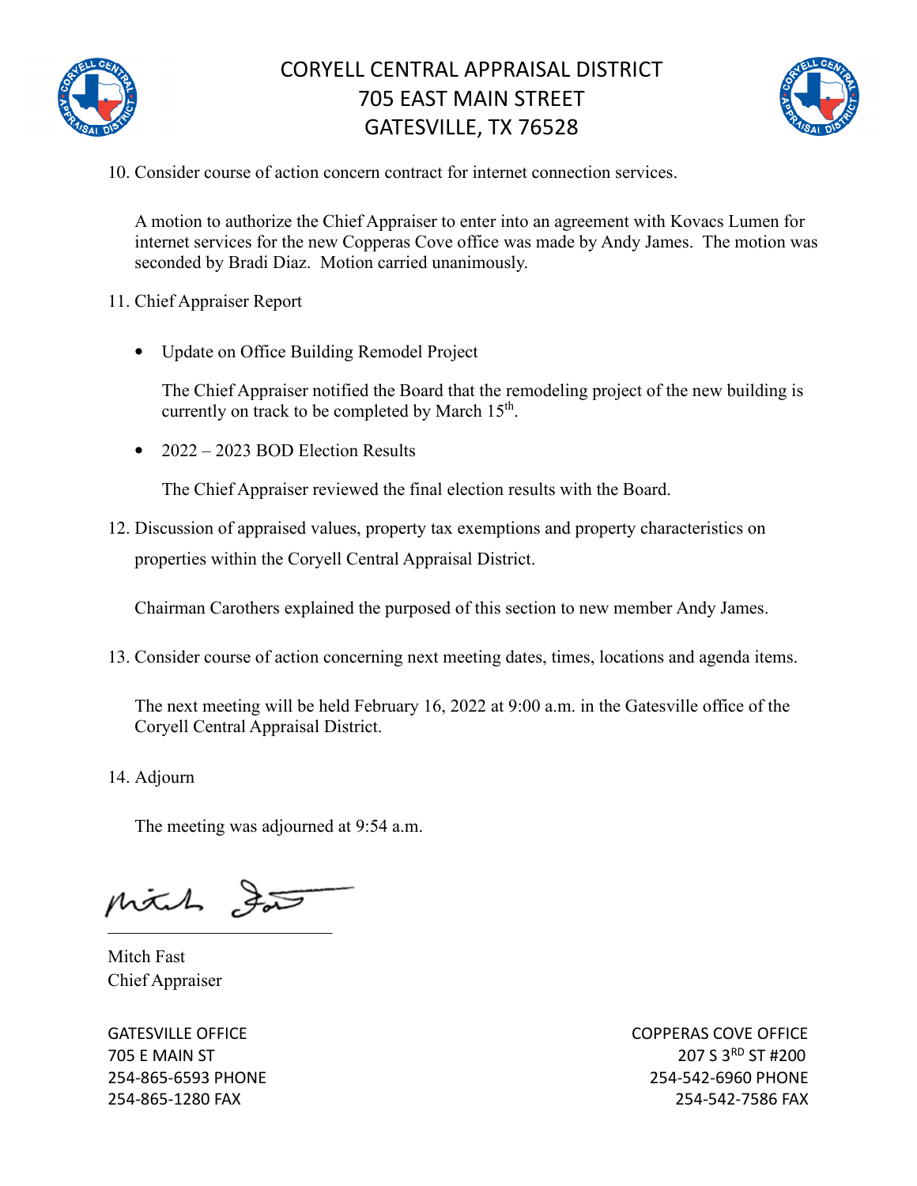# CORYELL CENTRAL APPRAISAL DISTRICT
# 705 EAST MAIN STREET
# GATESVILLE, TX 76528

10. Consider course of action concern contract for internet connection services.

    A motion to authorize the Chief Appraiser to enter into an agreement with Kovacs Lumen for internet services for the new Copperas Cove office was made by Andy James. The motion was seconded by Bradi Diaz. Motion carried unanimously.

11. Chief Appraiser Report

    - Update on Office Building Remodel Project

      The Chief Appraiser notified the Board that the remodeling project of the new building is currently on track to be completed by March 15th.

    - 2022 – 2023 BOD Election Results

      The Chief Appraiser reviewed the final election results with the Board.

12. Discussion of appraised values, property tax exemptions and property characteristics on properties within the Coryell Central Appraisal District.

    Chairman Carothers explained the purposed of this section to new member Andy James.

13. Consider course of action concerning next meeting dates, times, locations and agenda items.

    The next meeting will be held February 16, 2022 at 9:00 a.m. in the Gatesville office of the Coryell Central Appraisal District.

14. Adjourn

    The meeting was adjourned at 9:54 a.m.

Mitch Fast
Chief Appraiser

GATESVILLE OFFICE
705 E MAIN ST
254-865-6593 PHONE
254-865-1280 FAX

COPPERAS COVE OFFICE
207 S 3RD ST #200
254-542-6960 PHONE
254-542-7586 FAX